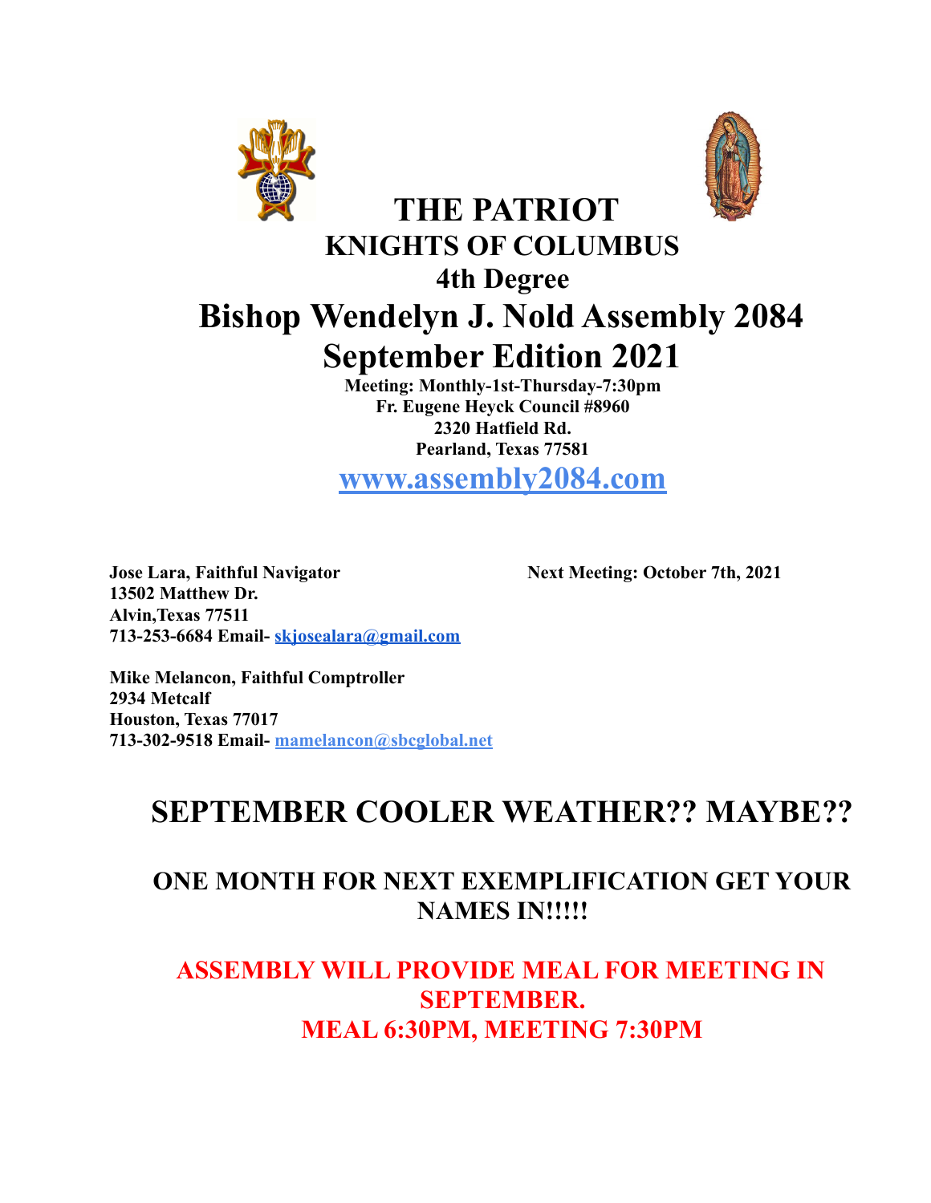# THE PATRIOT

## KNIGHTS OF COLUMBUS

### 4th Degree

## Bishop Wendelyn J. Nold Assembly 2084

## September Edition 2021

**Meeting: Monthly-1st-Thursday-7:30pm**
**Fr. Eugene Heyck Council #8960**
**2320 Hatfield Rd.**
**Pearland, Texas 77581**

**[www.assembly2084.com](http://www.assembly2084.com)**

**Jose Lara, Faithful Navigator**
**13502 Matthew Dr.**
**Alvin,Texas 77511**
**713-253-6684 Email- skjosealara@gmail.com**

**Next Meeting: October 7th, 2021**

**Mike Melancon, Faithful Comptroller**
**2934 Metcalf**
**Houston, Texas 77017**
**713-302-9518 Email- mamelancon@sbcglobal.net**

## SEPTEMBER COOLER WEATHER?? MAYBE??

### ONE MONTH FOR NEXT EXEMPLIFICATION GET YOUR NAMES IN!!!!!

### ASSEMBLY WILL PROVIDE MEAL FOR MEETING IN SEPTEMBER.
### MEAL 6:30PM, MEETING 7:30PM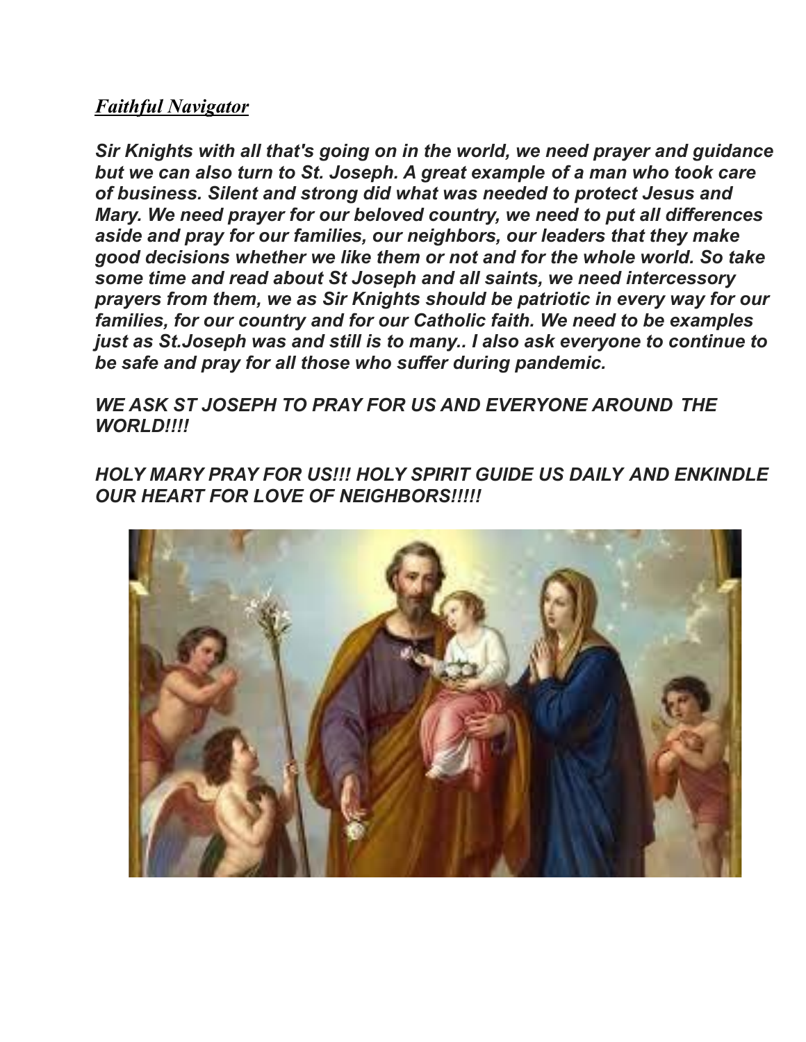***<u>Faithful Navigator</u>***

***Sir Knights with all that's going on in the world, we need prayer and guidance but we can also turn to St. Joseph. A great example of a man who took care of business. Silent and strong did what was needed to protect Jesus and Mary. We need prayer for our beloved country, we need to put all differences aside and pray for our families, our neighbors, our leaders that they make good decisions whether we like them or not and for the whole world. So take some time and read about St Joseph and all saints, we need intercessory prayers from them, we as Sir Knights should be patriotic in every way for our families, for our country and for our Catholic faith. We need to be examples just as St.Joseph was and still is to many.. I also ask everyone to continue to be safe and pray for all those who suffer during pandemic.***

***WE ASK ST JOSEPH TO PRAY FOR US AND EVERYONE AROUND THE WORLD!!!!***

***HOLY MARY PRAY FOR US!!! HOLY SPIRIT GUIDE US DAILY AND ENKINDLE OUR HEART FOR LOVE OF NEIGHBORS!!!!!***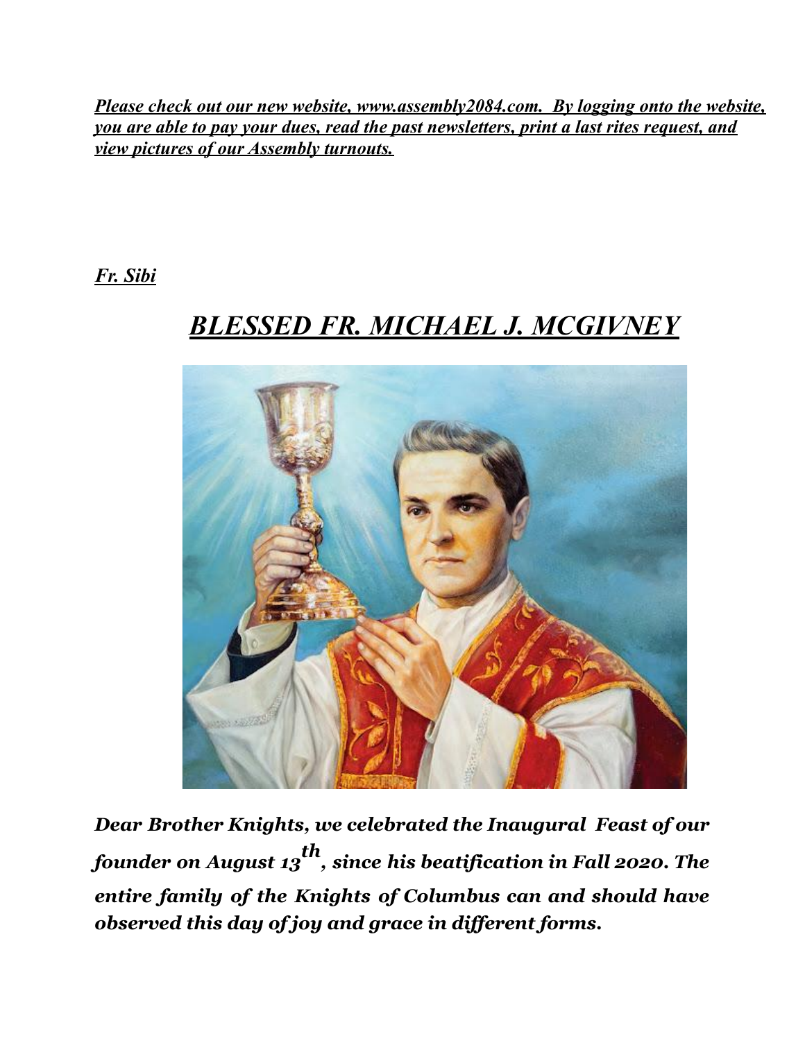***Please check out our new website, www.assembly2084.com. By logging onto the website, you are able to pay your dues, read the past newsletters, print a last rites request, and view pictures of our Assembly turnouts.***

***Fr. Sibi***

# *BLESSED FR. MICHAEL J. MCGIVNEY*

***Dear Brother Knights, we celebrated the Inaugural Feast of our founder on August 13th, since his beatification in Fall 2020. The entire family of the Knights of Columbus can and should have observed this day of joy and grace in different forms.***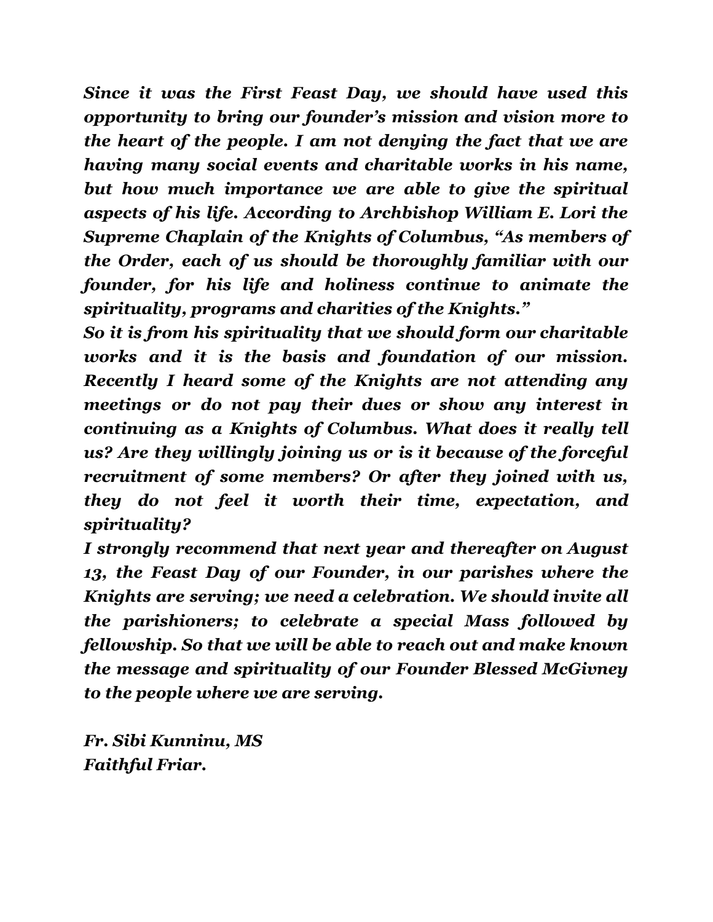*Since it was the First Feast Day, we should have used this opportunity to bring our founder's mission and vision more to the heart of the people. I am not denying the fact that we are having many social events and charitable works in his name, but how much importance we are able to give the spiritual aspects of his life. According to Archbishop William E. Lori the Supreme Chaplain of the Knights of Columbus, "As members of the Order, each of us should be thoroughly familiar with our founder, for his life and holiness continue to animate the spirituality, programs and charities of the Knights."*

*So it is from his spirituality that we should form our charitable works and it is the basis and foundation of our mission. Recently I heard some of the Knights are not attending any meetings or do not pay their dues or show any interest in continuing as a Knights of Columbus. What does it really tell us? Are they willingly joining us or is it because of the forceful recruitment of some members? Or after they joined with us, they do not feel it worth their time, expectation, and spirituality?*

*I strongly recommend that next year and thereafter on August 13, the Feast Day of our Founder, in our parishes where the Knights are serving; we need a celebration. We should invite all the parishioners; to celebrate a special Mass followed by fellowship. So that we will be able to reach out and make known the message and spirituality of our Founder Blessed McGivney to the people where we are serving.*

*Fr. Sibi Kunninu, MS*
*Faithful Friar.*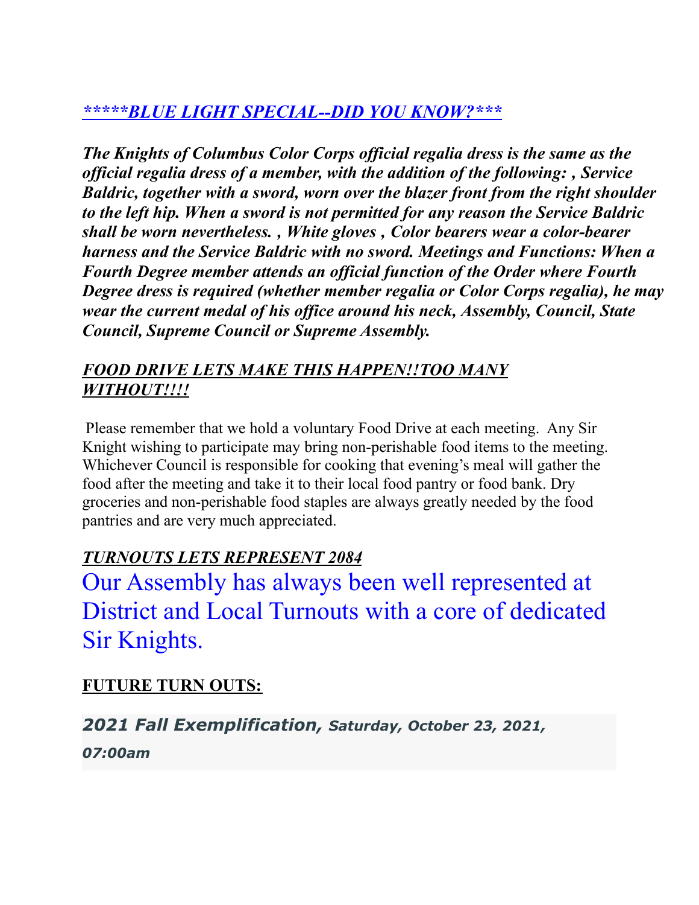### *****BLUE LIGHT SPECIAL--DID YOU KNOW?***

***The Knights of Columbus Color Corps official regalia dress is the same as the official regalia dress of a member, with the addition of the following: , Service Baldric, together with a sword, worn over the blazer front from the right shoulder to the left hip. When a sword is not permitted for any reason the Service Baldric shall be worn nevertheless. , White gloves , Color bearers wear a color-bearer harness and the Service Baldric with no sword. Meetings and Functions: When a Fourth Degree member attends an official function of the Order where Fourth Degree dress is required (whether member regalia or Color Corps regalia), he may wear the current medal of his office around his neck, Assembly, Council, State Council, Supreme Council or Supreme Assembly.***

### *FOOD DRIVE LETS MAKE THIS HAPPEN!!TOO MANY WITHOUT!!!!*

Please remember that we hold a voluntary Food Drive at each meeting. Any Sir Knight wishing to participate may bring non-perishable food items to the meeting. Whichever Council is responsible for cooking that evening's meal will gather the food after the meeting and take it to their local food pantry or food bank. Dry groceries and non-perishable food staples are always greatly needed by the food pantries and are very much appreciated.

### *TURNOUTS LETS REPRESENT 2084*

Our Assembly has always been well represented at District and Local Turnouts with a core of dedicated Sir Knights.

### FUTURE TURN OUTS:

***2021 Fall Exemplification, Saturday, October 23, 2021, 07:00am***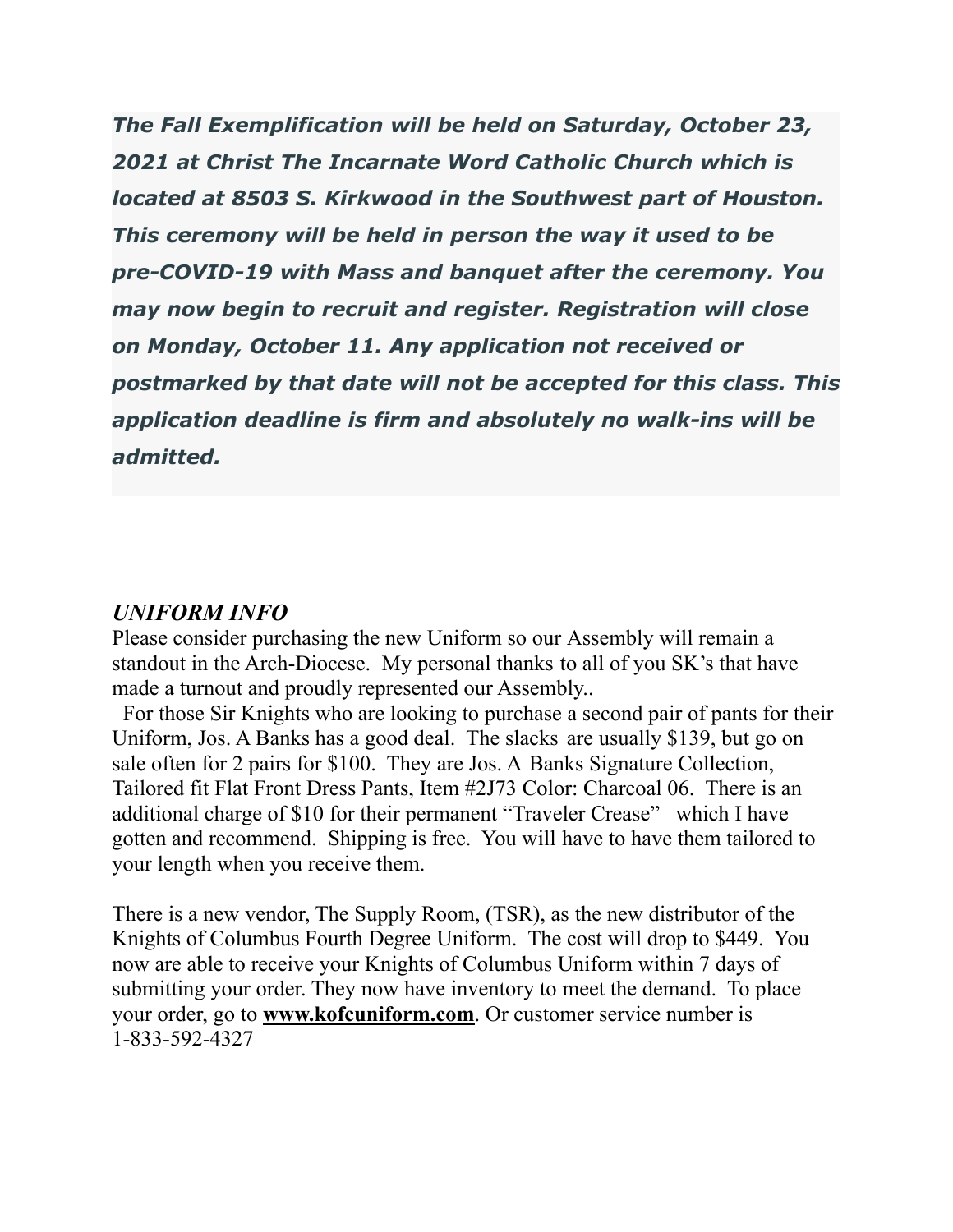***The Fall Exemplification will be held on Saturday, October 23, 2021 at Christ The Incarnate Word Catholic Church which is located at 8503 S. Kirkwood in the Southwest part of Houston. This ceremony will be held in person the way it used to be pre-COVID-19 with Mass and banquet after the ceremony. You may now begin to recruit and register. Registration will close on Monday, October 11. Any application not received or postmarked by that date will not be accepted for this class. This application deadline is firm and absolutely no walk-ins will be admitted.***

***UNIFORM INFO***

Please consider purchasing the new Uniform so our Assembly will remain a standout in the Arch-Diocese. My personal thanks to all of you SK's that have made a turnout and proudly represented our Assembly..

For those Sir Knights who are looking to purchase a second pair of pants for their Uniform, Jos. A Banks has a good deal. The slacks are usually $139, but go on sale often for 2 pairs for $100. They are Jos. A Banks Signature Collection, Tailored fit Flat Front Dress Pants, Item #2J73 Color: Charcoal 06. There is an additional charge of $10 for their permanent "Traveler Crease" which I have gotten and recommend. Shipping is free. You will have to have them tailored to your length when you receive them.

There is a new vendor, The Supply Room, (TSR), as the new distributor of the Knights of Columbus Fourth Degree Uniform. The cost will drop to $449. You now are able to receive your Knights of Columbus Uniform within 7 days of submitting your order. They now have inventory to meet the demand. To place your order, go to **www.kofcuniform.com**. Or customer service number is 1-833-592-4327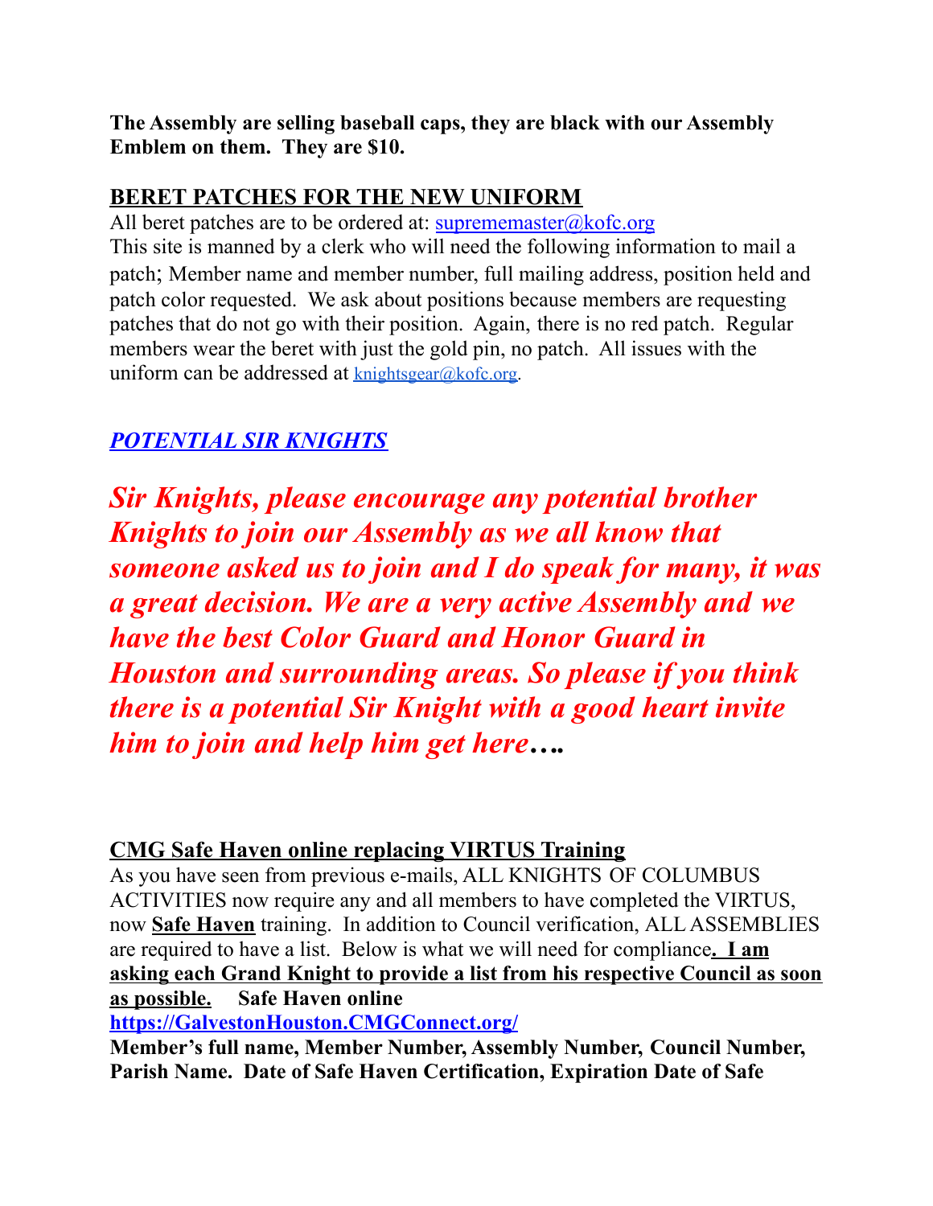**The Assembly are selling baseball caps, they are black with our Assembly Emblem on them. They are $10.**

## BERET PATCHES FOR THE NEW UNIFORM

All beret patches are to be ordered at: suprememaster@kofc.org
This site is manned by a clerk who will need the following information to mail a patch; Member name and member number, full mailing address, position held and patch color requested. We ask about positions because members are requesting patches that do not go with their position. Again, there is no red patch. Regular members wear the beret with just the gold pin, no patch. All issues with the uniform can be addressed at knightsgear@kofc.org.

## *POTENTIAL SIR KNIGHTS*

***Sir Knights, please encourage any potential brother Knights to join our Assembly as we all know that someone asked us to join and I do speak for many, it was a great decision. We are a very active Assembly and we have the best Color Guard and Honor Guard in Houston and surrounding areas. So please if you think there is a potential Sir Knight with a good heart invite him to join and help him get here….***

## CMG Safe Haven online replacing VIRTUS Training

As you have seen from previous e-mails, ALL KNIGHTS OF COLUMBUS ACTIVITIES now require any and all members to have completed the VIRTUS, now **Safe Haven** training. In addition to Council verification, ALL ASSEMBLIES are required to have a list. Below is what we will need for compliance**. I am asking each Grand Knight to provide a list from his respective Council as soon as possible.** **Safe Haven online**
**https://GalvestonHouston.CMGConnect.org/**
**Member's full name, Member Number, Assembly Number, Council Number, Parish Name. Date of Safe Haven Certification, Expiration Date of Safe**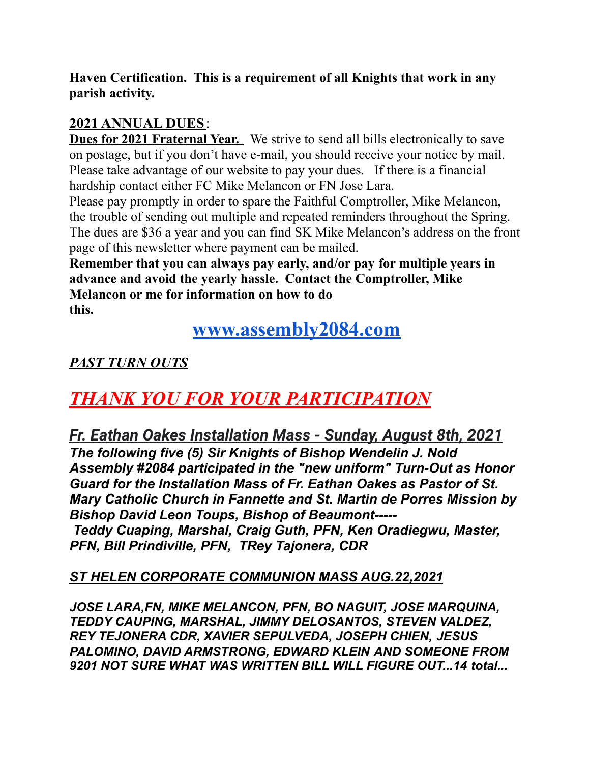**Haven Certification. This is a requirement of all Knights that work in any parish activity.**

**2021 ANNUAL DUES**:

**Dues for 2021 Fraternal Year.** We strive to send all bills electronically to save on postage, but if you don't have e-mail, you should receive your notice by mail. Please take advantage of our website to pay your dues. If there is a financial hardship contact either FC Mike Melancon or FN Jose Lara.

Please pay promptly in order to spare the Faithful Comptroller, Mike Melancon, the trouble of sending out multiple and repeated reminders throughout the Spring. The dues are $36 a year and you can find SK Mike Melancon's address on the front page of this newsletter where payment can be mailed.

**Remember that you can always pay early, and/or pay for multiple years in advance and avoid the yearly hassle. Contact the Comptroller, Mike Melancon or me for information on how to do this.**

## [www.assembly2084.com](http://www.assembly2084.com)

***PAST TURN OUTS***

# *THANK YOU FOR YOUR PARTICIPATION*

### *Fr. Eathan Oakes Installation Mass - Sunday, August 8th, 2021*

***The following five (5) Sir Knights of Bishop Wendelin J. Nold Assembly #2084 participated in the "new uniform" Turn-Out as Honor Guard for the Installation Mass of Fr. Eathan Oakes as Pastor of St. Mary Catholic Church in Fannette and St. Martin de Porres Mission by Bishop David Leon Toups, Bishop of Beaumont-----***

***Teddy Cuaping, Marshal, Craig Guth, PFN, Ken Oradiegwu, Master, PFN, Bill Prindiville, PFN, TRey Tajonera, CDR***

***ST HELEN CORPORATE COMMUNION MASS AUG.22,2021***

***JOSE LARA,FN, MIKE MELANCON, PFN, BO NAGUIT, JOSE MARQUINA, TEDDY CAUPING, MARSHAL, JIMMY DELOSANTOS, STEVEN VALDEZ, REY TEJONERA CDR, XAVIER SEPULVEDA, JOSEPH CHIEN, JESUS PALOMINO, DAVID ARMSTRONG, EDWARD KLEIN AND SOMEONE FROM 9201 NOT SURE WHAT WAS WRITTEN BILL WILL FIGURE OUT...14 total...***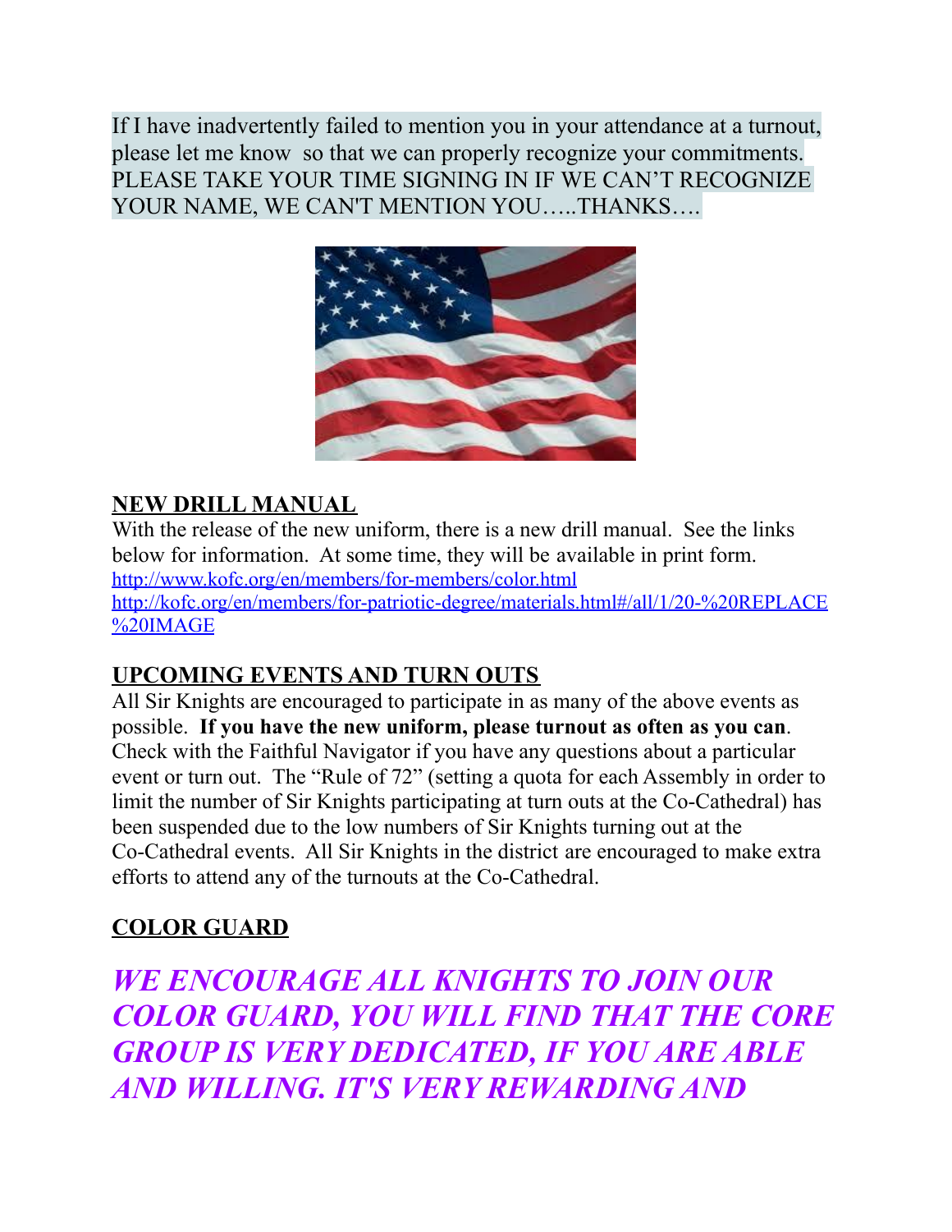If I have inadvertently failed to mention you in your attendance at a turnout, please let me know so that we can properly recognize your commitments. PLEASE TAKE YOUR TIME SIGNING IN IF WE CAN'T RECOGNIZE YOUR NAME, WE CAN'T MENTION YOU…..THANKS….

## NEW DRILL MANUAL

With the release of the new uniform, there is a new drill manual. See the links below for information. At some time, they will be available in print form.

http://www.kofc.org/en/members/for-members/color.html

http://kofc.org/en/members/for-patriotic-degree/materials.html#/all/1/20-%20REPLACE%20IMAGE

## UPCOMING EVENTS AND TURN OUTS

All Sir Knights are encouraged to participate in as many of the above events as possible. **If you have the new uniform, please turnout as often as you can**. Check with the Faithful Navigator if you have any questions about a particular event or turn out. The "Rule of 72" (setting a quota for each Assembly in order to limit the number of Sir Knights participating at turn outs at the Co-Cathedral) has been suspended due to the low numbers of Sir Knights turning out at the Co-Cathedral events. All Sir Knights in the district are encouraged to make extra efforts to attend any of the turnouts at the Co-Cathedral.

## COLOR GUARD

***WE ENCOURAGE ALL KNIGHTS TO JOIN OUR COLOR GUARD, YOU WILL FIND THAT THE CORE GROUP IS VERY DEDICATED, IF YOU ARE ABLE AND WILLING. IT'S VERY REWARDING AND***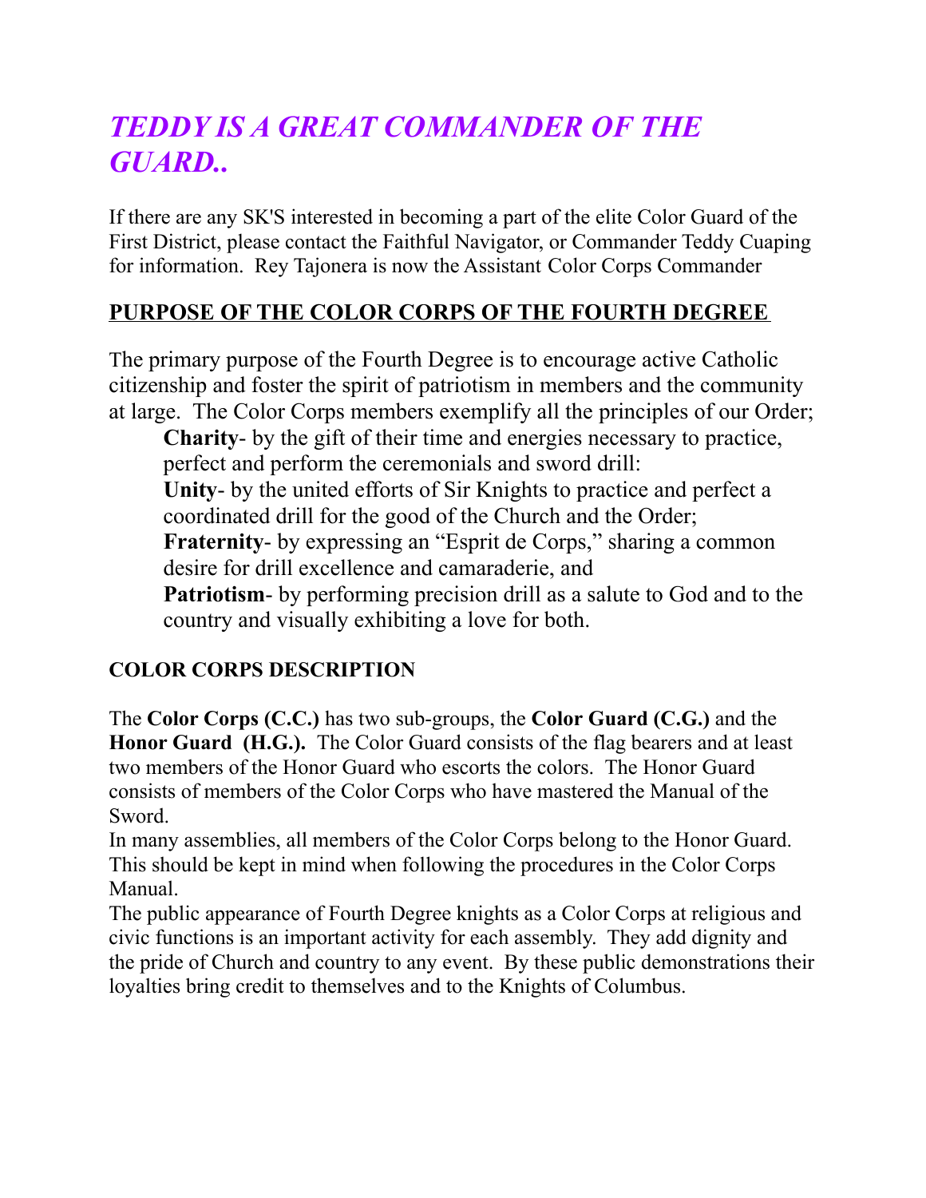# *TEDDY IS A GREAT COMMANDER OF THE GUARD..*

If there are any SK'S interested in becoming a part of the elite Color Guard of the First District, please contact the Faithful Navigator, or Commander Teddy Cuaping for information. Rey Tajonera is now the Assistant Color Corps Commander

## <u>PURPOSE OF THE COLOR CORPS OF THE FOURTH DEGREE</u>

The primary purpose of the Fourth Degree is to encourage active Catholic citizenship and foster the spirit of patriotism in members and the community at large. The Color Corps members exemplify all the principles of our Order;

> **Charity**- by the gift of their time and energies necessary to practice, perfect and perform the ceremonials and sword drill:
> **Unity**- by the united efforts of Sir Knights to practice and perfect a coordinated drill for the good of the Church and the Order;
> **Fraternity**- by expressing an "Esprit de Corps," sharing a common desire for drill excellence and camaraderie, and
> **Patriotism**- by performing precision drill as a salute to God and to the country and visually exhibiting a love for both.

### COLOR CORPS DESCRIPTION

The **Color Corps (C.C.)** has two sub-groups, the **Color Guard (C.G.)** and the **Honor Guard (H.G.).** The Color Guard consists of the flag bearers and at least two members of the Honor Guard who escorts the colors. The Honor Guard consists of members of the Color Corps who have mastered the Manual of the Sword.

In many assemblies, all members of the Color Corps belong to the Honor Guard. This should be kept in mind when following the procedures in the Color Corps Manual.

The public appearance of Fourth Degree knights as a Color Corps at religious and civic functions is an important activity for each assembly. They add dignity and the pride of Church and country to any event. By these public demonstrations their loyalties bring credit to themselves and to the Knights of Columbus.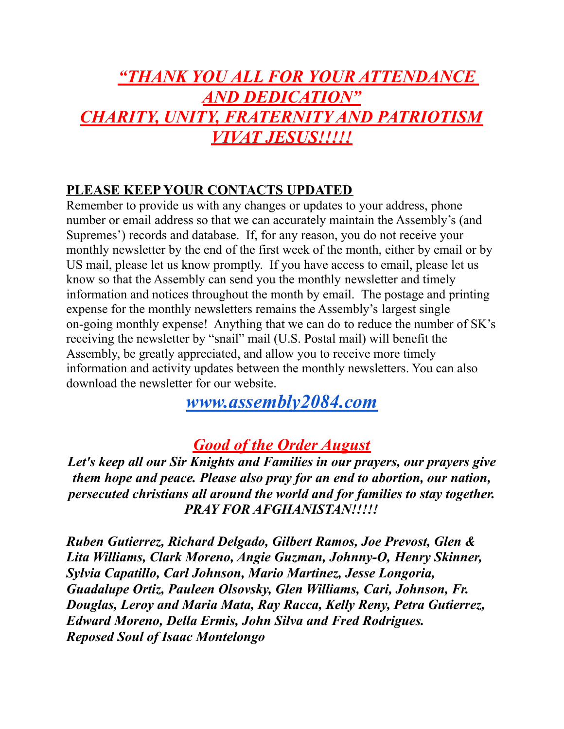# *"THANK YOU ALL FOR YOUR ATTENDANCE AND DEDICATION"*
# *CHARITY, UNITY, FRATERNITY AND PATRIOTISM*
# *VIVAT JESUS!!!!!*

## PLEASE KEEP YOUR CONTACTS UPDATED

Remember to provide us with any changes or updates to your address, phone number or email address so that we can accurately maintain the Assembly's (and Supremes') records and database. If, for any reason, you do not receive your monthly newsletter by the end of the first week of the month, either by email or by US mail, please let us know promptly. If you have access to email, please let us know so that the Assembly can send you the monthly newsletter and timely information and notices throughout the month by email. The postage and printing expense for the monthly newsletters remains the Assembly's largest single on-going monthly expense! Anything that we can do to reduce the number of SK's receiving the newsletter by "snail" mail (U.S. Postal mail) will benefit the Assembly, be greatly appreciated, and allow you to receive more timely information and activity updates between the monthly newsletters. You can also download the newsletter for our website.

## *[www.assembly2084.com](http://www.assembly2084.com)*

## *Good of the Order August*

***Let's keep all our Sir Knights and Families in our prayers, our prayers give them hope and peace. Please also pray for an end to abortion, our nation, persecuted christians all around the world and for families to stay together. PRAY FOR AFGHANISTAN!!!!!***

***Ruben Gutierrez, Richard Delgado, Gilbert Ramos, Joe Prevost, Glen & Lita Williams, Clark Moreno, Angie Guzman, Johnny-O, Henry Skinner, Sylvia Capatillo, Carl Johnson, Mario Martinez, Jesse Longoria, Guadalupe Ortiz, Pauleen Olsovsky, Glen Williams, Cari, Johnson, Fr. Douglas, Leroy and Maria Mata, Ray Racca, Kelly Reny, Petra Gutierrez, Edward Moreno, Della Ermis, John Silva and Fred Rodrigues.***
***Reposed Soul of Isaac Montelongo***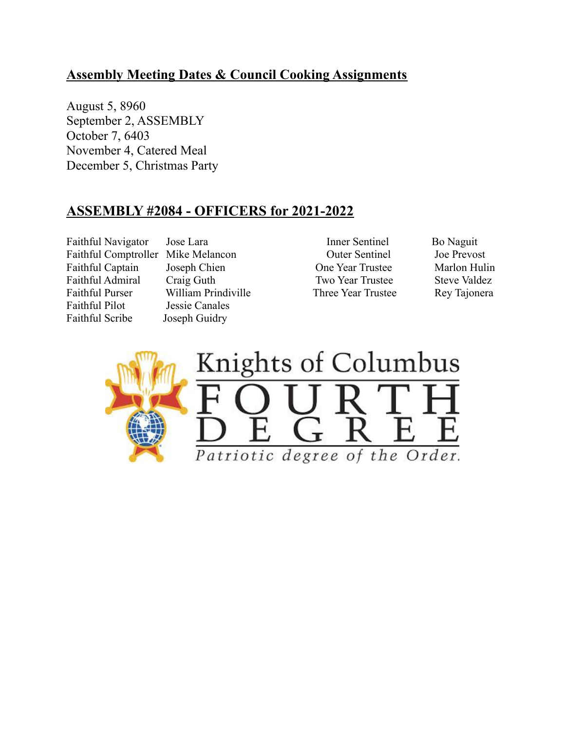## Assembly Meeting Dates & Council Cooking Assignments

August 5, 8960
September 2, ASSEMBLY
October 7, 6403
November 4, Catered Meal
December 5, Christmas Party

## ASSEMBLY #2084 - OFFICERS for 2021-2022

| | | | |
|---|---|---|---|
| Faithful Navigator | Jose Lara | Inner Sentinel | Bo Naguit |
| Faithful Comptroller | Mike Melancon | Outer Sentinel | Joe Prevost |
| Faithful Captain | Joseph Chien | One Year Trustee | Marlon Hulin |
| Faithful Admiral | Craig Guth | Two Year Trustee | Steve Valdez |
| Faithful Purser | William Prindiville | Three Year Trustee | Rey Tajonera |
| Faithful Pilot | Jessie Canales | | |
| Faithful Scribe | Joseph Guidry | | |

Knights of Columbus
FOURTH
DEGREE
*Patriotic degree of the Order.*